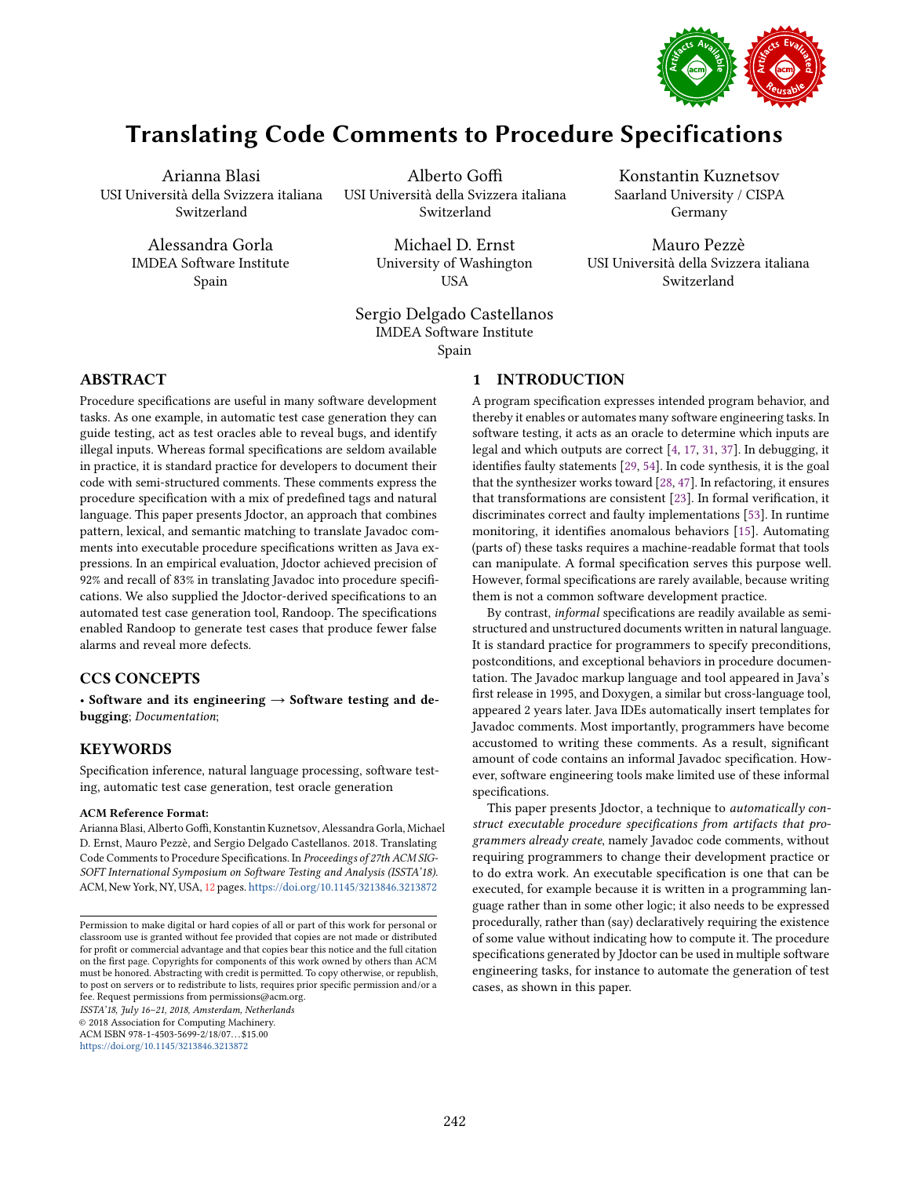# Translating Code Comments to Procedure Specifications

Arianna Blasi
USI Università della Svizzera italiana
Switzerland

Alberto Goffi
USI Università della Svizzera italiana
Switzerland

Konstantin Kuznetsov
Saarland University / CISPA
Germany

Alessandra Gorla
IMDEA Software Institute
Spain

Michael D. Ernst
University of Washington
USA

Mauro Pezzè
USI Università della Svizzera italiana
Switzerland

Sergio Delgado Castellanos
IMDEA Software Institute
Spain

## ABSTRACT

Procedure specifications are useful in many software development tasks. As one example, in automatic test case generation they can guide testing, act as test oracles able to reveal bugs, and identify illegal inputs. Whereas formal specifications are seldom available in practice, it is standard practice for developers to document their code with semi-structured comments. These comments express the procedure specification with a mix of predefined tags and natural language. This paper presents Jdoctor, an approach that combines pattern, lexical, and semantic matching to translate Javadoc comments into executable procedure specifications written as Java expressions. In an empirical evaluation, Jdoctor achieved precision of 92% and recall of 83% in translating Javadoc into procedure specifications. We also supplied the Jdoctor-derived specifications to an automated test case generation tool, Randoop. The specifications enabled Randoop to generate test cases that produce fewer false alarms and reveal more defects.

## CCS CONCEPTS

• **Software and its engineering → Software testing and debugging**; *Documentation*;

## KEYWORDS

Specification inference, natural language processing, software testing, automatic test case generation, test oracle generation

**ACM Reference Format:**
Arianna Blasi, Alberto Goffi, Konstantin Kuznetsov, Alessandra Gorla, Michael D. Ernst, Mauro Pezzè, and Sergio Delgado Castellanos. 2018. Translating Code Comments to Procedure Specifications. In *Proceedings of 27th ACM SIGSOFT International Symposium on Software Testing and Analysis (ISSTA'18)*. ACM, New York, NY, USA, 12 pages. https://doi.org/10.1145/3213846.3213872

Permission to make digital or hard copies of all or part of this work for personal or classroom use is granted without fee provided that copies are not made or distributed for profit or commercial advantage and that copies bear this notice and the full citation on the first page. Copyrights for components of this work owned by others than ACM must be honored. Abstracting with credit is permitted. To copy otherwise, or republish, to post on servers or to redistribute to lists, requires prior specific permission and/or a fee. Request permissions from permissions@acm.org.
*ISSTA'18, July 16–21, 2018, Amsterdam, Netherlands*
© 2018 Association for Computing Machinery.
ACM ISBN 978-1-4503-5699-2/18/07...$15.00
https://doi.org/10.1145/3213846.3213872

## 1 INTRODUCTION

A program specification expresses intended program behavior, and thereby it enables or automates many software engineering tasks. In software testing, it acts as an oracle to determine which inputs are legal and which outputs are correct [4, 17, 31, 37]. In debugging, it identifies faulty statements [29, 54]. In code synthesis, it is the goal that the synthesizer works toward [28, 47]. In refactoring, it ensures that transformations are consistent [23]. In formal verification, it discriminates correct and faulty implementations [53]. In runtime monitoring, it identifies anomalous behaviors [15]. Automating (parts of) these tasks requires a machine-readable format that tools can manipulate. A formal specification serves this purpose well. However, formal specifications are rarely available, because writing them is not a common software development practice.

By contrast, *informal* specifications are readily available as semi-structured and unstructured documents written in natural language. It is standard practice for programmers to specify preconditions, postconditions, and exceptional behaviors in procedure documentation. The Javadoc markup language and tool appeared in Java's first release in 1995, and Doxygen, a similar but cross-language tool, appeared 2 years later. Java IDEs automatically insert templates for Javadoc comments. Most importantly, programmers have become accustomed to writing these comments. As a result, significant amount of code contains an informal Javadoc specification. However, software engineering tools make limited use of these informal specifications.

This paper presents Jdoctor, a technique to *automatically construct executable procedure specifications from artifacts that programmers already create*, namely Javadoc code comments, without requiring programmers to change their development practice or to do extra work. An executable specification is one that can be executed, for example because it is written in a programming language rather than in some other logic; it also needs to be expressed procedurally, rather than (say) declaratively requiring the existence of some value without indicating how to compute it. The procedure specifications generated by Jdoctor can be used in multiple software engineering tasks, for instance to automate the generation of test cases, as shown in this paper.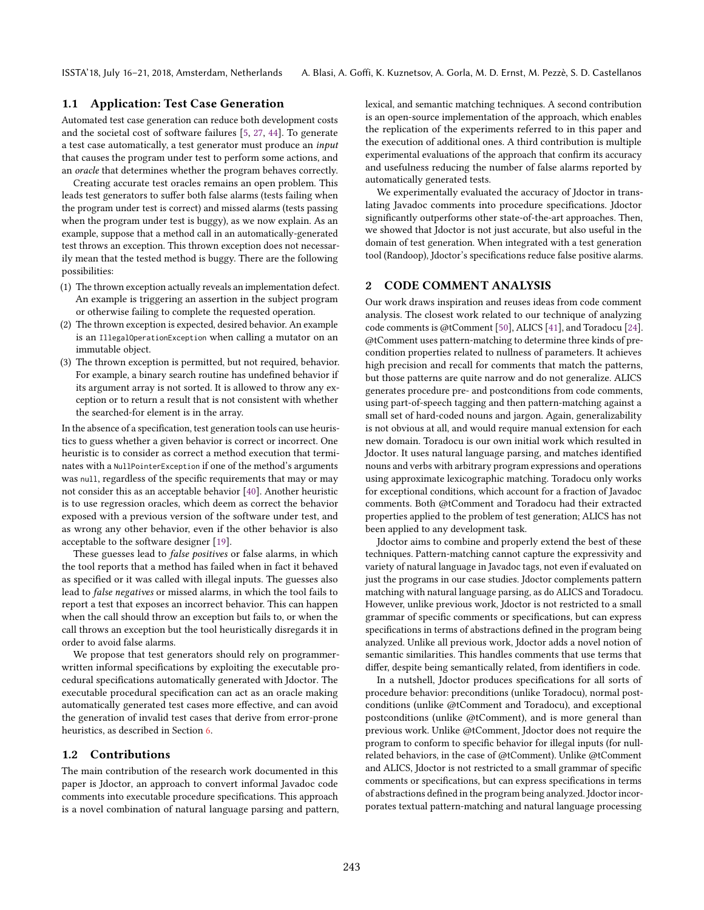### 1.1 Application: Test Case Generation

Automated test case generation can reduce both development costs and the societal cost of software failures [5, 27, 44]. To generate a test case automatically, a test generator must produce an *input* that causes the program under test to perform some actions, and an *oracle* that determines whether the program behaves correctly.

Creating accurate test oracles remains an open problem. This leads test generators to suffer both false alarms (tests failing when the program under test is correct) and missed alarms (tests passing when the program under test is buggy), as we now explain. As an example, suppose that a method call in an automatically-generated test throws an exception. This thrown exception does not necessarily mean that the tested method is buggy. There are the following possibilities:

(1) The thrown exception actually reveals an implementation defect. An example is triggering an assertion in the subject program or otherwise failing to complete the requested operation.
(2) The thrown exception is expected, desired behavior. An example is an `IllegalOperationException` when calling a mutator on an immutable object.
(3) The thrown exception is permitted, but not required, behavior. For example, a binary search routine has undefined behavior if its argument array is not sorted. It is allowed to throw any exception or to return a result that is not consistent with whether the searched-for element is in the array.

In the absence of a specification, test generation tools can use heuristics to guess whether a given behavior is correct or incorrect. One heuristic is to consider as correct a method execution that terminates with a `NullPointerException` if one of the method's arguments was `null`, regardless of the specific requirements that may or may not consider this as an acceptable behavior [40]. Another heuristic is to use regression oracles, which deem as correct the behavior exposed with a previous version of the software under test, and as wrong any other behavior, even if the other behavior is also acceptable to the software designer [19].

These guesses lead to *false positives* or false alarms, in which the tool reports that a method has failed when in fact it behaved as specified or it was called with illegal inputs. The guesses also lead to *false negatives* or missed alarms, in which the tool fails to report a test that exposes an incorrect behavior. This can happen when the call should throw an exception but fails to, or when the call throws an exception but the tool heuristically disregards it in order to avoid false alarms.

We propose that test generators should rely on programmer-written informal specifications by exploiting the executable procedural specifications automatically generated with Jdoctor. The executable procedural specification can act as an oracle making automatically generated test cases more effective, and can avoid the generation of invalid test cases that derive from error-prone heuristics, as described in Section 6.

### 1.2 Contributions

The main contribution of the research work documented in this paper is Jdoctor, an approach to convert informal Javadoc code comments into executable procedure specifications. This approach is a novel combination of natural language parsing and pattern, lexical, and semantic matching techniques. A second contribution is an open-source implementation of the approach, which enables the replication of the experiments referred to in this paper and the execution of additional ones. A third contribution is multiple experimental evaluations of the approach that confirm its accuracy and usefulness reducing the number of false alarms reported by automatically generated tests.

We experimentally evaluated the accuracy of Jdoctor in translating Javadoc comments into procedure specifications. Jdoctor significantly outperforms other state-of-the-art approaches. Then, we showed that Jdoctor is not just accurate, but also useful in the domain of test generation. When integrated with a test generation tool (Randoop), Jdoctor's specifications reduce false positive alarms.

## 2 CODE COMMENT ANALYSIS

Our work draws inspiration and reuses ideas from code comment analysis. The closest work related to our technique of analyzing code comments is @tComment [50], ALICS [41], and Toradocu [24]. @tComment uses pattern-matching to determine three kinds of precondition properties related to nullness of parameters. It achieves high precision and recall for comments that match the patterns, but those patterns are quite narrow and do not generalize. ALICS generates procedure pre- and postconditions from code comments, using part-of-speech tagging and then pattern-matching against a small set of hard-coded nouns and jargon. Again, generalizability is not obvious at all, and would require manual extension for each new domain. Toradocu is our own initial work which resulted in Jdoctor. It uses natural language parsing, and matches identified nouns and verbs with arbitrary program expressions and operations using approximate lexicographic matching. Toradocu only works for exceptional conditions, which account for a fraction of Javadoc comments. Both @tComment and Toradocu had their extracted properties applied to the problem of test generation; ALICS has not been applied to any development task.

Jdoctor aims to combine and properly extend the best of these techniques. Pattern-matching cannot capture the expressivity and variety of natural language in Javadoc tags, not even if evaluated on just the programs in our case studies. Jdoctor complements pattern matching with natural language parsing, as do ALICS and Toradocu. However, unlike previous work, Jdoctor is not restricted to a small grammar of specific comments or specifications, but can express specifications in terms of abstractions defined in the program being analyzed. Unlike all previous work, Jdoctor adds a novel notion of semantic similarities. This handles comments that use terms that differ, despite being semantically related, from identifiers in code.

In a nutshell, Jdoctor produces specifications for all sorts of procedure behavior: preconditions (unlike Toradocu), normal postconditions (unlike @tComment and Toradocu), and exceptional postconditions (unlike @tComment), and is more general than previous work. Unlike @tComment, Jdoctor does not require the program to conform to specific behavior for illegal inputs (for null-related behaviors, in the case of @tComment). Unlike @tComment and ALICS, Jdoctor is not restricted to a small grammar of specific comments or specifications, but can express specifications in terms of abstractions defined in the program being analyzed. Jdoctor incorporates textual pattern-matching and natural language processing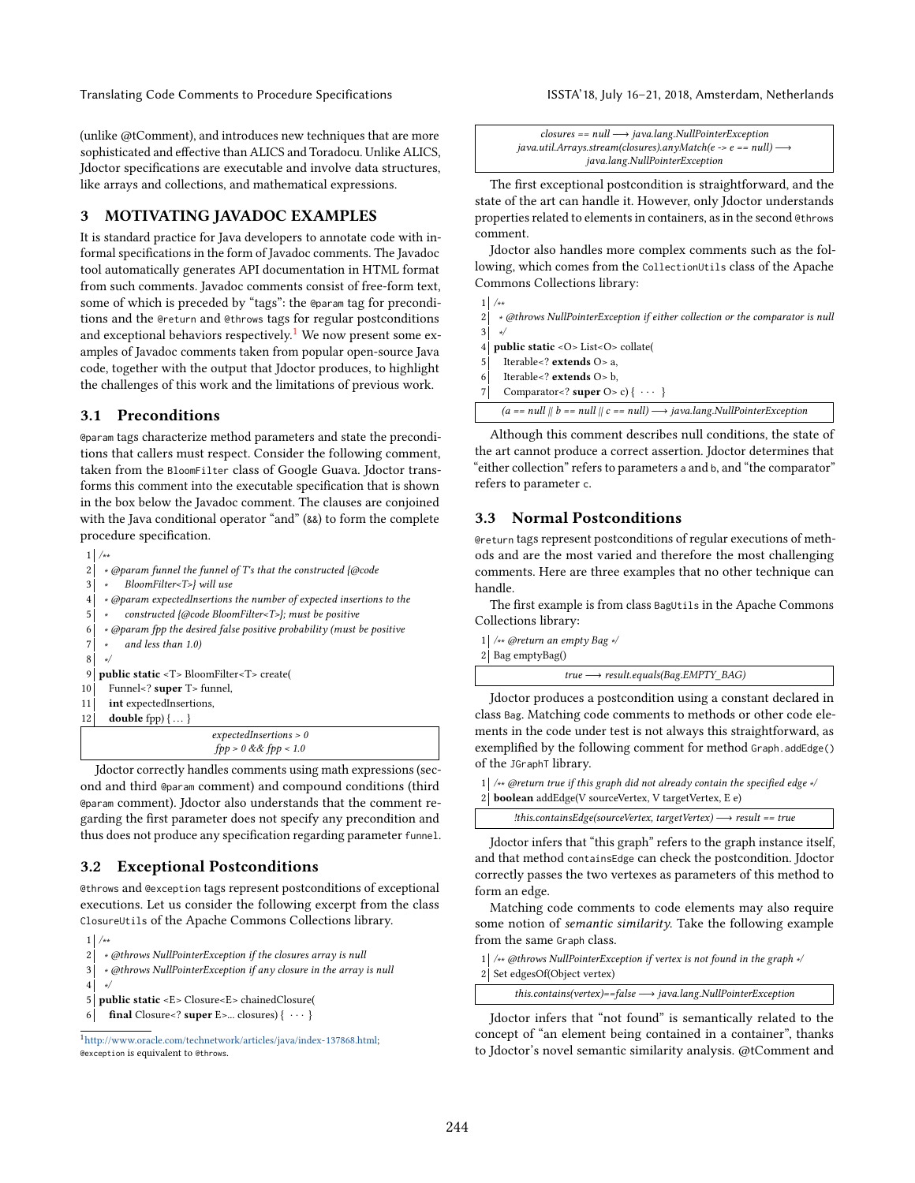(unlike @tComment), and introduces new techniques that are more sophisticated and effective than ALICS and Toradocu. Unlike ALICS, Jdoctor specifications are executable and involve data structures, like arrays and collections, and mathematical expressions.

## 3 MOTIVATING JAVADOC EXAMPLES

It is standard practice for Java developers to annotate code with informal specifications in the form of Javadoc comments. The Javadoc tool automatically generates API documentation in HTML format from such comments. Javadoc comments consist of free-form text, some of which is preceded by "tags": the `@param` tag for preconditions and the `@return` and `@throws` tags for regular postconditions and exceptional behaviors respectively.[1] We now present some examples of Javadoc comments taken from popular open-source Java code, together with the output that Jdoctor produces, to highlight the challenges of this work and the limitations of previous work.

### 3.1 Preconditions

`@param` tags characterize method parameters and state the preconditions that callers must respect. Consider the following comment, taken from the `BloomFilter` class of Google Guava. Jdoctor transforms this comment into the executable specification that is shown in the box below the Javadoc comment. The clauses are conjoined with the Java conditional operator "and" (`&&`) to form the complete procedure specification.

```
1  /**
2   * @param funnel the funnel of T's that the constructed {@code
3   *     BloomFilter<T>} will use
4   * @param expectedInsertions the number of expected insertions to the
5   *     constructed {@code BloomFilter<T>}; must be positive
6   * @param fpp the desired false positive probability (must be positive
7   *     and less than 1.0)
8   */
9  public static <T> BloomFilter<T> create(
10   Funnel<? super T> funnel,
11   int expectedInsertions,
12   double fpp) { ... }
```

```
expectedInsertions > 0
fpp > 0 && fpp < 1.0
```

Jdoctor correctly handles comments using math expressions (second and third `@param` comment) and compound conditions (third `@param` comment). Jdoctor also understands that the comment regarding the first parameter does not specify any precondition and thus does not produce any specification regarding parameter `funnel`.

### 3.2 Exceptional Postconditions

`@throws` and `@exception` tags represent postconditions of exceptional executions. Let us consider the following excerpt from the class `ClosureUtils` of the Apache Commons Collections library.

```
1  /**
2   * @throws NullPointerException if the closures array is null
3   * @throws NullPointerException if any closure in the array is null
4   */
5  public static <E> Closure<E> chainedClosure(
6    final Closure<? super E>... closures) { ··· }
```

```
closures == null ⟶ java.lang.NullPointerException
java.util.Arrays.stream(closures).anyMatch(e -> e == null) ⟶
    java.lang.NullPointerException
```

The first exceptional postcondition is straightforward, and the state of the art can handle it. However, only Jdoctor understands properties related to elements in containers, as in the second `@throws` comment.

Jdoctor also handles more complex comments such as the following, which comes from the `CollectionUtils` class of the Apache Commons Collections library:

```
1  /**
2   * @throws NullPointerException if either collection or the comparator is null
3   */
4  public static <O> List<O> collate(
5    Iterable<? extends O> a,
6    Iterable<? extends O> b,
7    Comparator<? super O> c) { ··· }
```

```
(a == null || b == null || c == null) ⟶ java.lang.NullPointerException
```

Although this comment describes null conditions, the state of the art cannot produce a correct assertion. Jdoctor determines that "either collection" refers to parameters `a` and `b`, and "the comparator" refers to parameter `c`.

### 3.3 Normal Postconditions

`@return` tags represent postconditions of regular executions of methods and are the most varied and therefore the most challenging comments. Here are three examples that no other technique can handle.

The first example is from class `BagUtils` in the Apache Commons Collections library:

```
1  /** @return an empty Bag */
2  Bag emptyBag()
```

```
true ⟶ result.equals(Bag.EMPTY_BAG)
```

Jdoctor produces a postcondition using a constant declared in class `Bag`. Matching code comments to methods or other code elements in the code under test is not always this straightforward, as exemplified by the following comment for method `Graph.addEdge()` of the `JGraphT` library.

```
1  /** @return true if this graph did not already contain the specified edge */
2  boolean addEdge(V sourceVertex, V targetVertex, E e)
```

```
!this.containsEdge(sourceVertex, targetVertex) ⟶ result == true
```

Jdoctor infers that "this graph" refers to the graph instance itself, and that method `containsEdge` can check the postcondition. Jdoctor correctly passes the two vertexes as parameters of this method to form an edge.

Matching code comments to code elements may also require some notion of *semantic similarity*. Take the following example from the same `Graph` class.

```
1  /** @throws NullPointerException if vertex is not found in the graph */
2  Set edgesOf(Object vertex)
```

```
this.contains(vertex)==false ⟶ java.lang.NullPointerException
```

Jdoctor infers that "not found" is semantically related to the concept of "an element being contained in a container", thanks to Jdoctor's novel semantic similarity analysis. @tComment and

---

[1] http://www.oracle.com/technetwork/articles/java/index-137868.html; `@exception` is equivalent to `@throws`.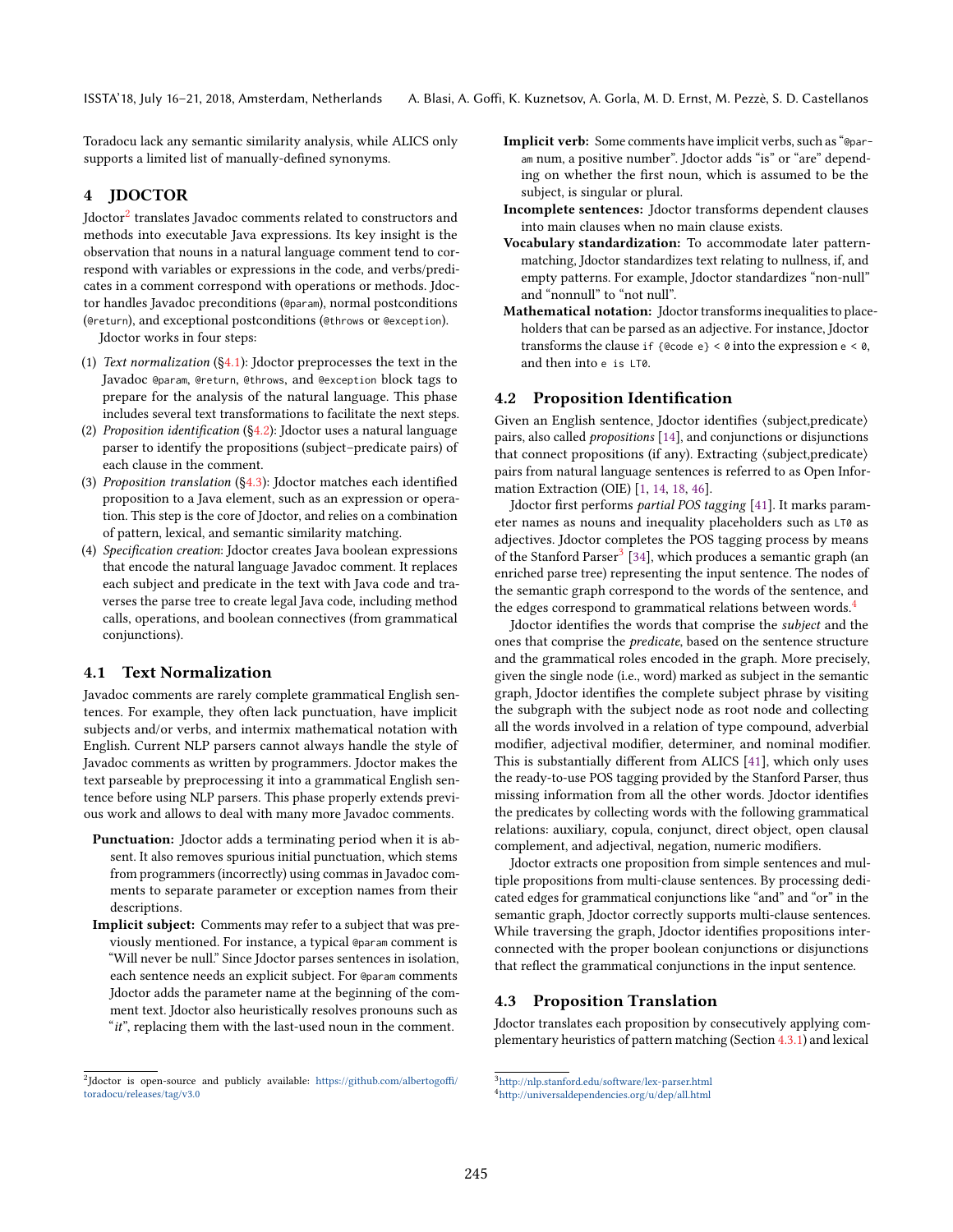Toradocu lack any semantic similarity analysis, while ALICS only supports a limited list of manually-defined synonyms.

## 4 JDOCTOR

Jdoctor[2] translates Javadoc comments related to constructors and methods into executable Java expressions. Its key insight is the observation that nouns in a natural language comment tend to correspond with variables or expressions in the code, and verbs/predicates in a comment correspond with operations or methods. Jdoctor handles Javadoc preconditions (`@param`), normal postconditions (`@return`), and exceptional postconditions (`@throws` or `@exception`).

Jdoctor works in four steps:

1. *Text normalization* (§4.1): Jdoctor preprocesses the text in the Javadoc `@param`, `@return`, `@throws`, and `@exception` block tags to prepare for the analysis of the natural language. This phase includes several text transformations to facilitate the next steps.
2. *Proposition identification* (§4.2): Jdoctor uses a natural language parser to identify the propositions (subject–predicate pairs) of each clause in the comment.
3. *Proposition translation* (§4.3): Jdoctor matches each identified proposition to a Java element, such as an expression or operation. This step is the core of Jdoctor, and relies on a combination of pattern, lexical, and semantic similarity matching.
4. *Specification creation*: Jdoctor creates Java boolean expressions that encode the natural language Javadoc comment. It replaces each subject and predicate in the text with Java code and traverses the parse tree to create legal Java code, including method calls, operations, and boolean connectives (from grammatical conjunctions).

### 4.1 Text Normalization

Javadoc comments are rarely complete grammatical English sentences. For example, they often lack punctuation, have implicit subjects and/or verbs, and intermix mathematical notation with English. Current NLP parsers cannot always handle the style of Javadoc comments as written by programmers. Jdoctor makes the text parseable by preprocessing it into a grammatical English sentence before using NLP parsers. This phase properly extends previous work and allows to deal with many more Javadoc comments.

**Punctuation:** Jdoctor adds a terminating period when it is absent. It also removes spurious initial punctuation, which stems from programmers (incorrectly) using commas in Javadoc comments to separate parameter or exception names from their descriptions.

**Implicit subject:** Comments may refer to a subject that was previously mentioned. For instance, a typical `@param` comment is "Will never be null." Since Jdoctor parses sentences in isolation, each sentence needs an explicit subject. For `@param` comments Jdoctor adds the parameter name at the beginning of the comment text. Jdoctor also heuristically resolves pronouns such as "*it*", replacing them with the last-used noun in the comment.

**Implicit verb:** Some comments have implicit verbs, such as "`@param` num, a positive number". Jdoctor adds "is" or "are" depending on whether the first noun, which is assumed to be the subject, is singular or plural.

**Incomplete sentences:** Jdoctor transforms dependent clauses into main clauses when no main clause exists.

**Vocabulary standardization:** To accommodate later pattern-matching, Jdoctor standardizes text relating to nullness, if, and empty patterns. For example, Jdoctor standardizes "non-null" and "nonnull" to "not null".

**Mathematical notation:** Jdoctor transforms inequalities to placeholders that can be parsed as an adjective. For instance, Jdoctor transforms the clause `if {@code e} < 0` into the expression `e < 0`, and then into `e is LT0`.

### 4.2 Proposition Identification

Given an English sentence, Jdoctor identifies ⟨subject,predicate⟩ pairs, also called *propositions* [14], and conjunctions or disjunctions that connect propositions (if any). Extracting ⟨subject,predicate⟩ pairs from natural language sentences is referred to as Open Information Extraction (OIE) [1, 14, 18, 46].

Jdoctor first performs *partial POS tagging* [41]. It marks parameter names as nouns and inequality placeholders such as `LT0` as adjectives. Jdoctor completes the POS tagging process by means of the Stanford Parser[3] [34], which produces a semantic graph (an enriched parse tree) representing the input sentence. The nodes of the semantic graph correspond to the words of the sentence, and the edges correspond to grammatical relations between words.[4]

Jdoctor identifies the words that comprise the *subject* and the ones that comprise the *predicate*, based on the sentence structure and the grammatical roles encoded in the graph. More precisely, given the single node (i.e., word) marked as subject in the semantic graph, Jdoctor identifies the complete subject phrase by visiting the subgraph with the subject node as root node and collecting all the words involved in a relation of type compound, adverbial modifier, adjectival modifier, determiner, and nominal modifier. This is substantially different from ALICS [41], which only uses the ready-to-use POS tagging provided by the Stanford Parser, thus missing information from all the other words. Jdoctor identifies the predicates by collecting words with the following grammatical relations: auxiliary, copula, conjunct, direct object, open clausal complement, and adjectival, negation, numeric modifiers.

Jdoctor extracts one proposition from simple sentences and multiple propositions from multi-clause sentences. By processing dedicated edges for grammatical conjunctions like "and" and "or" in the semantic graph, Jdoctor correctly supports multi-clause sentences. While traversing the graph, Jdoctor identifies propositions interconnected with the proper boolean conjunctions or disjunctions that reflect the grammatical conjunctions in the input sentence.

### 4.3 Proposition Translation

Jdoctor translates each proposition by consecutively applying complementary heuristics of pattern matching (Section 4.3.1) and lexical

[2] Jdoctor is open-source and publicly available: https://github.com/albertogoffi/toradocu/releases/tag/v3.0

[3] http://nlp.stanford.edu/software/lex-parser.html

[4] http://universaldependencies.org/u/dep/all.html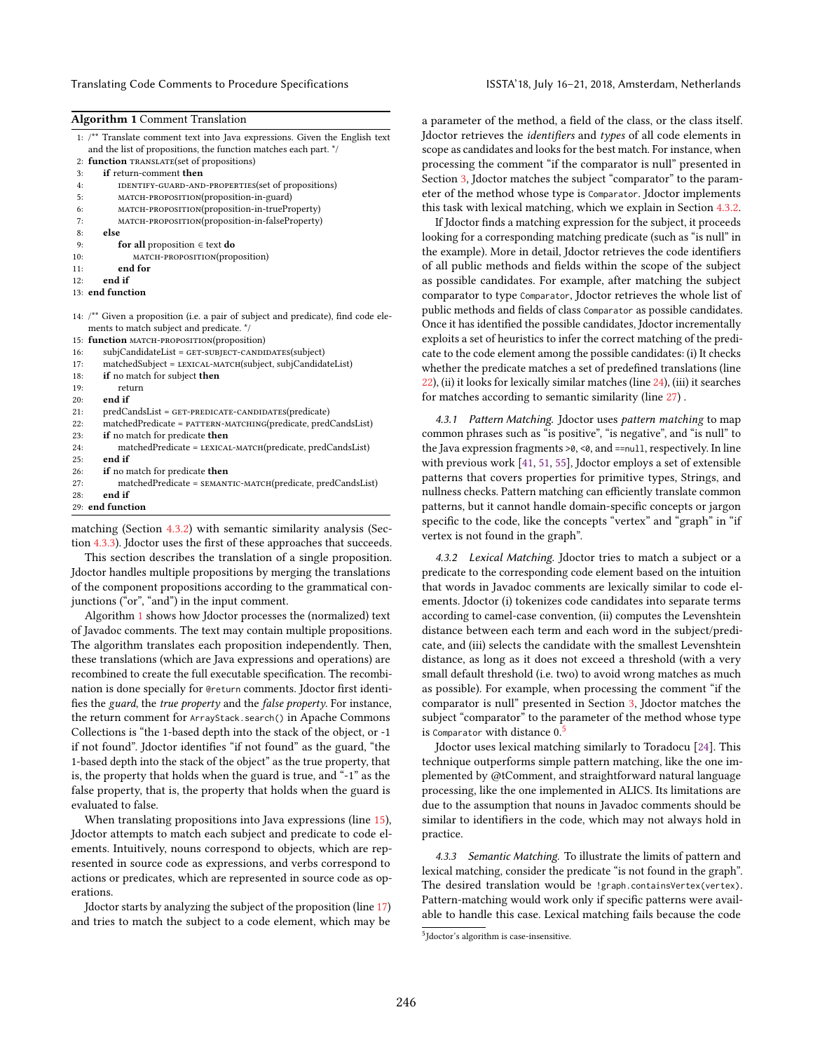**Algorithm 1** Comment Translation

```
1: /** Translate comment text into Java expressions. Given the English text
   and the list of propositions, the function matches each part. */
2: function TRANSLATE(set of propositions)
3:     if return-comment then
4:         IDENTIFY-GUARD-AND-PROPERTIES(set of propositions)
5:         MATCH-PROPOSITION(proposition-in-guard)
6:         MATCH-PROPOSITION(proposition-in-trueProperty)
7:         MATCH-PROPOSITION(proposition-in-falseProperty)
8:     else
9:         for all proposition ∈ text do
10:            MATCH-PROPOSITION(proposition)
11:        end for
12:    end if
13: end function

14: /** Given a proposition (i.e. a pair of subject and predicate), find code ele-
    ments to match subject and predicate. */
15: function MATCH-PROPOSITION(proposition)
16:     subjCandidateList = GET-SUBJECT-CANDIDATES(subject)
17:     matchedSubject = LEXICAL-MATCH(subject, subjCandidateList)
18:     if no match for subject then
19:         return
20:     end if
21:     predCandsList = GET-PREDICATE-CANDIDATES(predicate)
22:     matchedPredicate = PATTERN-MATCHING(predicate, predCandsList)
23:     if no match for predicate then
24:         matchedPredicate = LEXICAL-MATCH(predicate, predCandsList)
25:     end if
26:     if no match for predicate then
27:         matchedPredicate = SEMANTIC-MATCH(predicate, predCandsList)
28:     end if
29: end function
```

matching (Section 4.3.2) with semantic similarity analysis (Section 4.3.3). Jdoctor uses the first of these approaches that succeeds.

This section describes the translation of a single proposition. Jdoctor handles multiple propositions by merging the translations of the component propositions according to the grammatical conjunctions ("or", "and") in the input comment.

Algorithm 1 shows how Jdoctor processes the (normalized) text of Javadoc comments. The text may contain multiple propositions. The algorithm translates each proposition independently. Then, these translations (which are Java expressions and operations) are recombined to create the full executable specification. The recombination is done specially for `@return` comments. Jdoctor first identifies the *guard*, the *true property* and the *false property*. For instance, the return comment for `ArrayStack.search()` in Apache Commons Collections is "the 1-based depth into the stack of the object, or -1 if not found". Jdoctor identifies "if not found" as the guard, "the 1-based depth into the stack of the object" as the true property, that is, the property that holds when the guard is true, and "-1" as the false property, that is, the property that holds when the guard is evaluated to false.

When translating propositions into Java expressions (line 15), Jdoctor attempts to match each subject and predicate to code elements. Intuitively, nouns correspond to objects, which are represented in source code as expressions, and verbs correspond to actions or predicates, which are represented in source code as operations.

Jdoctor starts by analyzing the subject of the proposition (line 17) and tries to match the subject to a code element, which may be a parameter of the method, a field of the class, or the class itself. Jdoctor retrieves the *identifiers* and *types* of all code elements in scope as candidates and looks for the best match. For instance, when processing the comment "if the comparator is null" presented in Section 3, Jdoctor matches the subject "comparator" to the parameter of the method whose type is `Comparator`. Jdoctor implements this task with lexical matching, which we explain in Section 4.3.2.

If Jdoctor finds a matching expression for the subject, it proceeds looking for a corresponding matching predicate (such as "is null" in the example). More in detail, Jdoctor retrieves the code identifiers of all public methods and fields within the scope of the subject as possible candidates. For example, after matching the subject comparator to type `Comparator`, Jdoctor retrieves the whole list of public methods and fields of class `Comparator` as possible candidates. Once it has identified the possible candidates, Jdoctor incrementally exploits a set of heuristics to infer the correct matching of the predicate to the code element among the possible candidates: (i) It checks whether the predicate matches a set of predefined translations (line 22), (ii) it looks for lexically similar matches (line 24), (iii) it searches for matches according to semantic similarity (line 27) .

*4.3.1 Pattern Matching.* Jdoctor uses *pattern matching* to map common phrases such as "is positive", "is negative", and "is null" to the Java expression fragments `>0`, `<0`, and `==null`, respectively. In line with previous work [41, 51, 55], Jdoctor employs a set of extensible patterns that covers properties for primitive types, Strings, and nullness checks. Pattern matching can efficiently translate common patterns, but it cannot handle domain-specific concepts or jargon specific to the code, like the concepts "vertex" and "graph" in "if vertex is not found in the graph".

*4.3.2 Lexical Matching.* Jdoctor tries to match a subject or a predicate to the corresponding code element based on the intuition that words in Javadoc comments are lexically similar to code elements. Jdoctor (i) tokenizes code candidates into separate terms according to camel-case convention, (ii) computes the Levenshtein distance between each term and each word in the subject/predicate, and (iii) selects the candidate with the smallest Levenshtein distance, as long as it does not exceed a threshold (with a very small default threshold (i.e. two) to avoid wrong matches as much as possible). For example, when processing the comment "if the comparator is null" presented in Section 3, Jdoctor matches the subject "comparator" to the parameter of the method whose type is `Comparator` with distance 0.[5]

Jdoctor uses lexical matching similarly to Toradocu [24]. This technique outperforms simple pattern matching, like the one implemented by @tComment, and straightforward natural language processing, like the one implemented in ALICS. Its limitations are due to the assumption that nouns in Javadoc comments should be similar to identifiers in the code, which may not always hold in practice.

*4.3.3 Semantic Matching.* To illustrate the limits of pattern and lexical matching, consider the predicate "is not found in the graph". The desired translation would be `!graph.containsVertex(vertex)`. Pattern-matching would work only if specific patterns were available to handle this case. Lexical matching fails because the code

[5] Jdoctor's algorithm is case-insensitive.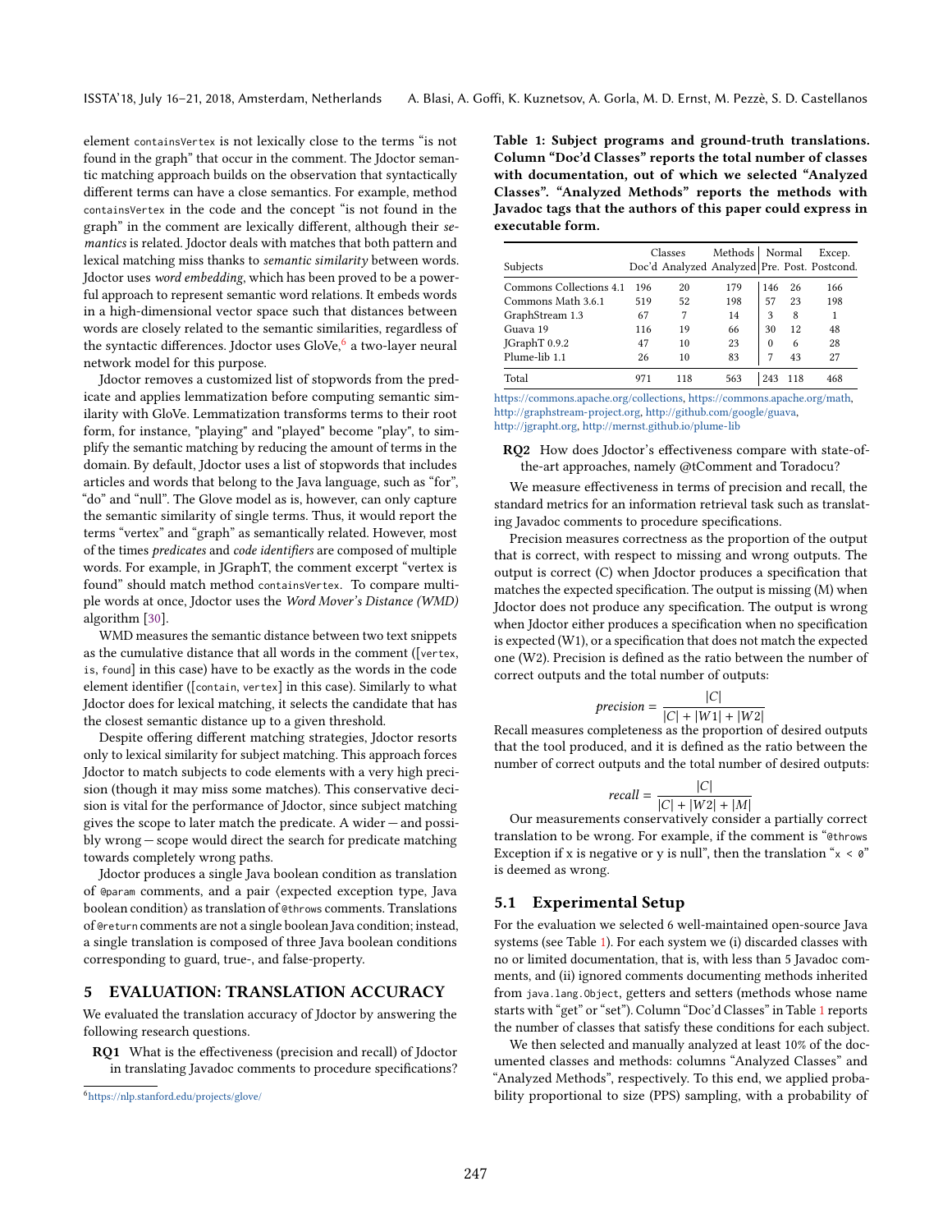element `containsVertex` is not lexically close to the terms "is not found in the graph" that occur in the comment. The Jdoctor semantic matching approach builds on the observation that syntactically different terms can have a close semantics. For example, method `containsVertex` in the code and the concept "is not found in the graph" in the comment are lexically different, although their *semantics* is related. Jdoctor deals with matches that both pattern and lexical matching miss thanks to *semantic similarity* between words. Jdoctor uses *word embedding*, which has been proved to be a powerful approach to represent semantic word relations. It embeds words in a high-dimensional vector space such that distances between words are closely related to the semantic similarities, regardless of the syntactic differences. Jdoctor uses GloVe,[6] a two-layer neural network model for this purpose.

Jdoctor removes a customized list of stopwords from the predicate and applies lemmatization before computing semantic similarity with GloVe. Lemmatization transforms terms to their root form, for instance, "playing" and "played" become "play", to simplify the semantic matching by reducing the amount of terms in the domain. By default, Jdoctor uses a list of stopwords that includes articles and words that belong to the Java language, such as "for", "do" and "null". The Glove model as is, however, can only capture the semantic similarity of single terms. Thus, it would report the terms "vertex" and "graph" as semantically related. However, most of the times *predicates* and *code identifiers* are composed of multiple words. For example, in JGraphT, the comment excerpt "vertex is found" should match method `containsVertex`. To compare multiple words at once, Jdoctor uses the *Word Mover's Distance (WMD)* algorithm [30].

WMD measures the semantic distance between two text snippets as the cumulative distance that all words in the comment ([`vertex`, `is`, `found`] in this case) have to be exactly as the words in the code element identifier ([`contain`, `vertex`] in this case). Similarly to what Jdoctor does for lexical matching, it selects the candidate that has the closest semantic distance up to a given threshold.

Despite offering different matching strategies, Jdoctor resorts only to lexical similarity for subject matching. This approach forces Jdoctor to match subjects to code elements with a very high precision (though it may miss some matches). This conservative decision is vital for the performance of Jdoctor, since subject matching gives the scope to later match the predicate. A wider — and possibly wrong — scope would direct the search for predicate matching towards completely wrong paths.

Jdoctor produces a single Java boolean condition as translation of `@param` comments, and a pair ⟨expected exception type, Java boolean condition⟩ as translation of `@throws` comments. Translations of `@return` comments are not a single boolean Java condition; instead, a single translation is composed of three Java boolean conditions corresponding to guard, true-, and false-property.

## 5 EVALUATION: TRANSLATION ACCURACY

We evaluated the translation accuracy of Jdoctor by answering the following research questions.

**RQ1** What is the effectiveness (precision and recall) of Jdoctor in translating Javadoc comments to procedure specifications?

**RQ2** How does Jdoctor's effectiveness compare with state-of-the-art approaches, namely @tComment and Toradocu?

[6] https://nlp.stanford.edu/projects/glove/

**Table 1: Subject programs and ground-truth translations. Column "Doc'd Classes" reports the total number of classes with documentation, out of which we selected "Analyzed Classes". "Analyzed Methods" reports the methods with Javadoc tags that the authors of this paper could express in executable form.**

| Subjects | Classes | | Methods | Normal | | Excep. |
|---|---|---|---|---|---|---|
| | Doc'd | Analyzed | Analyzed | Pre. | Post. | Postcond. |
| Commons Collections 4.1 | 196 | 20 | 179 | 146 | 26 | 166 |
| Commons Math 3.6.1 | 519 | 52 | 198 | 57 | 23 | 198 |
| GraphStream 1.3 | 67 | 7 | 14 | 3 | 8 | 1 |
| Guava 19 | 116 | 19 | 66 | 30 | 12 | 48 |
| JGraphT 0.9.2 | 47 | 10 | 23 | 0 | 6 | 28 |
| Plume-lib 1.1 | 26 | 10 | 83 | 7 | 43 | 27 |
| Total | 971 | 118 | 563 | 243 | 118 | 468 |

https://commons.apache.org/collections, https://commons.apache.org/math, http://graphstream-project.org, http://github.com/google/guava, http://jgrapht.org, http://mernst.github.io/plume-lib

We measure effectiveness in terms of precision and recall, the standard metrics for an information retrieval task such as translating Javadoc comments to procedure specifications.

Precision measures correctness as the proportion of the output that is correct, with respect to missing and wrong outputs. The output is correct (C) when Jdoctor produces a specification that matches the expected specification. The output is missing (M) when Jdoctor does not produce any specification. The output is wrong when Jdoctor either produces a specification when no specification is expected (W1), or a specification that does not match the expected one (W2). Precision is defined as the ratio between the number of correct outputs and the total number of outputs:

$$precision = \frac{|C|}{|C| + |W1| + |W2|}$$

Recall measures completeness as the proportion of desired outputs that the tool produced, and it is defined as the ratio between the number of correct outputs and the total number of desired outputs:

$$recall = \frac{|C|}{|C| + |W2| + |M|}$$

Our measurements conservatively consider a partially correct translation to be wrong. For example, if the comment is "`@throws` Exception if x is negative or y is null", then the translation "`x < 0`" is deemed as wrong.

### 5.1 Experimental Setup

For the evaluation we selected 6 well-maintained open-source Java systems (see Table 1). For each system we (i) discarded classes with no or limited documentation, that is, with less than 5 Javadoc comments, and (ii) ignored comments documenting methods inherited from `java.lang.Object`, getters and setters (methods whose name starts with "get" or "set"). Column "Doc'd Classes" in Table 1 reports the number of classes that satisfy these conditions for each subject.

We then selected and manually analyzed at least 10% of the documented classes and methods: columns "Analyzed Classes" and "Analyzed Methods", respectively. To this end, we applied probability proportional to size (PPS) sampling, with a probability of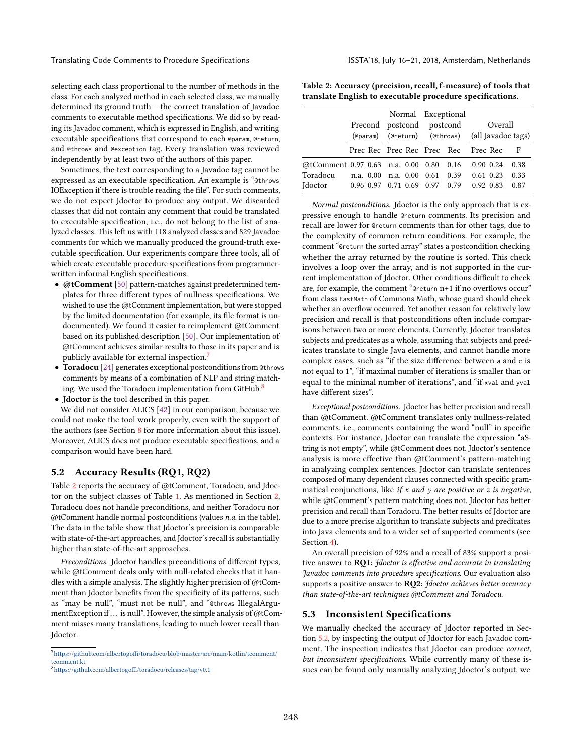selecting each class proportional to the number of methods in the class. For each analyzed method in each selected class, we manually determined its ground truth — the correct translation of Javadoc comments to executable method specifications. We did so by reading its Javadoc comment, which is expressed in English, and writing executable specifications that correspond to each `@param`, `@return`, and `@throws` and `@exception` tag. Every translation was reviewed independently by at least two of the authors of this paper.

Sometimes, the text corresponding to a Javadoc tag cannot be expressed as an executable specification. An example is "`@throws` IOException if there is trouble reading the file". For such comments, we do not expect Jdoctor to produce any output. We discarded classes that did not contain any comment that could be translated to executable specification, i.e., do not belong to the list of analyzed classes. This left us with 118 analyzed classes and 829 Javadoc comments for which we manually produced the ground-truth executable specification. Our experiments compare three tools, all of which create executable procedure specifications from programmer-written informal English specifications.

- **@tComment** [50] pattern-matches against predetermined templates for three different types of nullness specifications. We wished to use the @tComment implementation, but were stopped by the limited documentation (for example, its file format is undocumented). We found it easier to reimplement @tComment based on its published description [50]. Our implementation of @tComment achieves similar results to those in its paper and is publicly available for external inspection.[7]
- **Toradocu** [24] generates exceptional postconditions from `@throws` comments by means of a combination of NLP and string matching. We used the Toradocu implementation from GitHub.[8]
- **Jdoctor** is the tool described in this paper.

We did not consider ALICS [42] in our comparison, because we could not make the tool work properly, even with the support of the authors (see Section 8 for more information about this issue). Moreover, ALICS does not produce executable specifications, and a comparison would have been hard.

## 5.2 Accuracy Results (RQ1, RQ2)

Table 2 reports the accuracy of @tComment, Toradocu, and Jdoctor on the subject classes of Table 1. As mentioned in Section 2, Toradocu does not handle preconditions, and neither Toradocu nor @tComment handle normal postconditions (values *n.a.* in the table). The data in the table show that Jdoctor's precision is comparable with state-of-the-art approaches, and Jdoctor's recall is substantially higher than state-of-the-art approaches.

*Preconditions.* Jdoctor handles preconditions of different types, while @tComment deals only with null-related checks that it handles with a simple analysis. The slightly higher precision of @tComment than Jdoctor benefits from the specificity of its patterns, such as "may be null", "must not be null", and "`@throws` IllegalArgumentException if … is null". However, the simple analysis of @tComment misses many translations, leading to much lower recall than Jdoctor.

**Table 2: Accuracy (precision, recall, f-measure) of tools that translate English to executable procedure specifications.**

| | Precond (`@param`) | | Normal postcond (`@return`) | | Exceptional postcond (`@throws`) | | Overall (all Javadoc tags) | | |
|---|---|---|---|---|---|---|---|---|---|
| | Prec | Rec | Prec | Rec | Prec | Rec | Prec | Rec | F |
| @tComment | 0.97 | 0.63 | n.a. | 0.00 | 0.80 | 0.16 | 0.90 | 0.24 | 0.38 |
| Toradocu | n.a. | 0.00 | n.a. | 0.00 | 0.61 | 0.39 | 0.61 | 0.23 | 0.33 |
| Jdoctor | 0.96 | 0.97 | 0.71 | 0.69 | 0.97 | 0.79 | 0.92 | 0.83 | 0.87 |

*Normal postconditions.* Jdoctor is the only approach that is expressive enough to handle `@return` comments. Its precision and recall are lower for `@return` comments than for other tags, due to the complexity of common return conditions. For example, the comment "`@return` the sorted array" states a postcondition checking whether the array returned by the routine is sorted. This check involves a loop over the array, and is not supported in the current implementation of Jdoctor. Other conditions difficult to check are, for example, the comment "`@return` n+1 if no overflows occur" from class `FastMath` of Commons Math, whose guard should check whether an overflow occurred. Yet another reason for relatively low precision and recall is that postconditions often include comparisons between two or more elements. Currently, Jdoctor translates subjects and predicates as a whole, assuming that subjects and predicates translate to single Java elements, and cannot handle more complex cases, such as "if the size difference between `a` and `c` is not equal to 1", "if maximal number of iterations is smaller than or equal to the minimal number of iterations", and "if `xval` and `yval` have different sizes".

*Exceptional postconditions.* Jdoctor has better precision and recall than @tComment. @tComment translates only nullness-related comments, i.e., comments containing the word "null" in specific contexts. For instance, Jdoctor can translate the expression "aString is not empty", while @tComment does not. Jdoctor's sentence analysis is more effective than @tComment's pattern-matching in analyzing complex sentences. Jdoctor can translate sentences composed of many dependent clauses connected with specific grammatical conjunctions, like *if x and y are positive or z is negative*, while @tComment's pattern matching does not. Jdoctor has better precision and recall than Toradocu. The better results of Jdoctor are due to a more precise algorithm to translate subjects and predicates into Java elements and to a wider set of supported comments (see Section 4).

An overall precision of 92% and a recall of 83% support a positive answer to **RQ1**: *Jdoctor is effective and accurate in translating Javadoc comments into procedure specifications.* Our evaluation also supports a positive answer to **RQ2**: *Jdoctor achieves better accuracy than state-of-the-art techniques @tComment and Toradocu.*

## 5.3 Inconsistent Specifications

We manually checked the accuracy of Jdoctor reported in Section 5.2, by inspecting the output of Jdoctor for each Javadoc comment. The inspection indicates that Jdoctor can produce *correct, but inconsistent specifications*. While currently many of these issues can be found only manually analyzing Jdoctor's output, we

[7] https://github.com/albertogoffi/toradocu/blob/master/src/main/kotlin/tcomment/tcomment.kt

[8] https://github.com/albertogoffi/toradocu/releases/tag/v0.1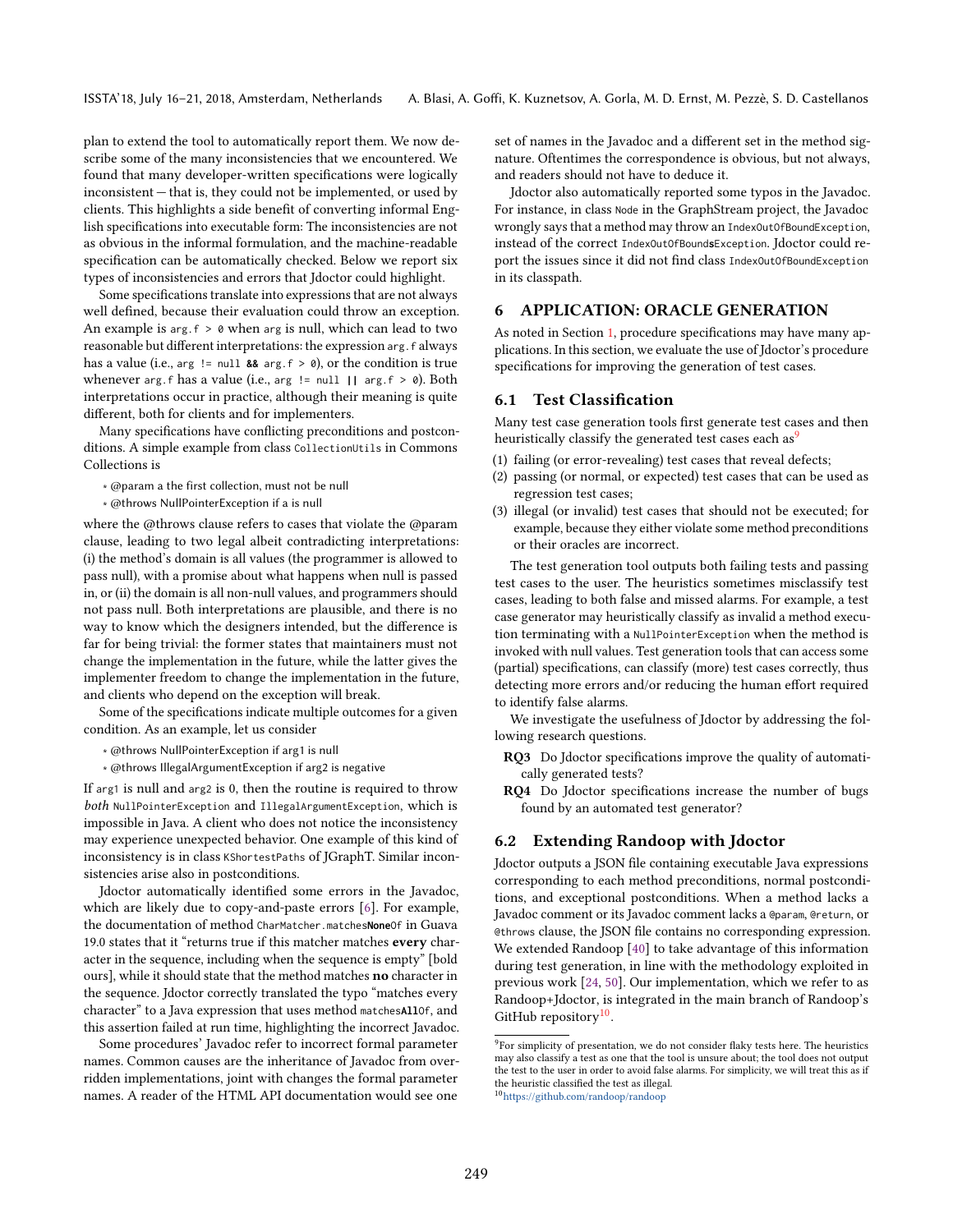plan to extend the tool to automatically report them. We now describe some of the many inconsistencies that we encountered. We found that many developer-written specifications were logically inconsistent — that is, they could not be implemented, or used by clients. This highlights a side benefit of converting informal English specifications into executable form: The inconsistencies are not as obvious in the informal formulation, and the machine-readable specification can be automatically checked. Below we report six types of inconsistencies and errors that Jdoctor could highlight.

Some specifications translate into expressions that are not always well defined, because their evaluation could throw an exception. An example is `arg.f > 0` when `arg` is null, which can lead to two reasonable but different interpretations: the expression `arg.f` always has a value (i.e., `arg != null && arg.f > 0`), or the condition is true whenever `arg.f` has a value (i.e., `arg != null || arg.f > 0`). Both interpretations occur in practice, although their meaning is quite different, both for clients and for implementers.

Many specifications have conflicting preconditions and postconditions. A simple example from class `CollectionUtils` in Commons Collections is

```
* @param a the first collection, must not be null
* @throws NullPointerException if a is null
```

where the @throws clause refers to cases that violate the @param clause, leading to two legal albeit contradicting interpretations: (i) the method's domain is all values (the programmer is allowed to pass null), with a promise about what happens when null is passed in, or (ii) the domain is all non-null values, and programmers should not pass null. Both interpretations are plausible, and there is no way to know which the designers intended, but the difference is far for being trivial: the former states that maintainers must not change the implementation in the future, while the latter gives the implementer freedom to change the implementation in the future, and clients who depend on the exception will break.

Some of the specifications indicate multiple outcomes for a given condition. As an example, let us consider

```
* @throws NullPointerException if arg1 is null
* @throws IllegalArgumentException if arg2 is negative
```

If `arg1` is null and `arg2` is 0, then the routine is required to throw *both* `NullPointerException` and `IllegalArgumentException`, which is impossible in Java. A client who does not notice the inconsistency may experience unexpected behavior. One example of this kind of inconsistency is in class `KShortestPaths` of JGraphT. Similar inconsistencies arise also in postconditions.

Jdoctor automatically identified some errors in the Javadoc, which are likely due to copy-and-paste errors [6]. For example, the documentation of method `CharMatcher.matchesNoneOf` in Guava 19.0 states that it "returns true if this matcher matches **every** character in the sequence, including when the sequence is empty" [bold ours], while it should state that the method matches **no** character in the sequence. Jdoctor correctly translated the typo "matches every character" to a Java expression that uses method `matchesAllOf`, and this assertion failed at run time, highlighting the incorrect Javadoc.

Some procedures' Javadoc refer to incorrect formal parameter names. Common causes are the inheritance of Javadoc from overridden implementations, joint with changes the formal parameter names. A reader of the HTML API documentation would see one set of names in the Javadoc and a different set in the method signature. Oftentimes the correspondence is obvious, but not always, and readers should not have to deduce it.

Jdoctor also automatically reported some typos in the Javadoc. For instance, in class `Node` in the GraphStream project, the Javadoc wrongly says that a method may throw an `IndexOutOfBoundException`, instead of the correct `IndexOutOfBoundsException`. Jdoctor could report the issues since it did not find class `IndexOutOfBoundException` in its classpath.

## 6 APPLICATION: ORACLE GENERATION

As noted in Section 1, procedure specifications may have many applications. In this section, we evaluate the use of Jdoctor's procedure specifications for improving the generation of test cases.

### 6.1 Test Classification

Many test case generation tools first generate test cases and then heuristically classify the generated test cases each as[9]

(1) failing (or error-revealing) test cases that reveal defects;
(2) passing (or normal, or expected) test cases that can be used as regression test cases;
(3) illegal (or invalid) test cases that should not be executed; for example, because they either violate some method preconditions or their oracles are incorrect.

The test generation tool outputs both failing tests and passing test cases to the user. The heuristics sometimes misclassify test cases, leading to both false and missed alarms. For example, a test case generator may heuristically classify as invalid a method execution terminating with a `NullPointerException` when the method is invoked with null values. Test generation tools that can access some (partial) specifications, can classify (more) test cases correctly, thus detecting more errors and/or reducing the human effort required to identify false alarms.

We investigate the usefulness of Jdoctor by addressing the following research questions.

**RQ3** Do Jdoctor specifications improve the quality of automatically generated tests?

**RQ4** Do Jdoctor specifications increase the number of bugs found by an automated test generator?

### 6.2 Extending Randoop with Jdoctor

Jdoctor outputs a JSON file containing executable Java expressions corresponding to each method preconditions, normal postconditions, and exceptional postconditions. When a method lacks a Javadoc comment or its Javadoc comment lacks a `@param`, `@return`, or `@throws` clause, the JSON file contains no corresponding expression. We extended Randoop [40] to take advantage of this information during test generation, in line with the methodology exploited in previous work [24, 50]. Our implementation, which we refer to as Randoop+Jdoctor, is integrated in the main branch of Randoop's GitHub repository[10].

[9] For simplicity of presentation, we do not consider flaky tests here. The heuristics may also classify a test as one that the tool is unsure about; the tool does not output the test to the user in order to avoid false alarms. For simplicity, we will treat this as if the heuristic classified the test as illegal.

[10] https://github.com/randoop/randoop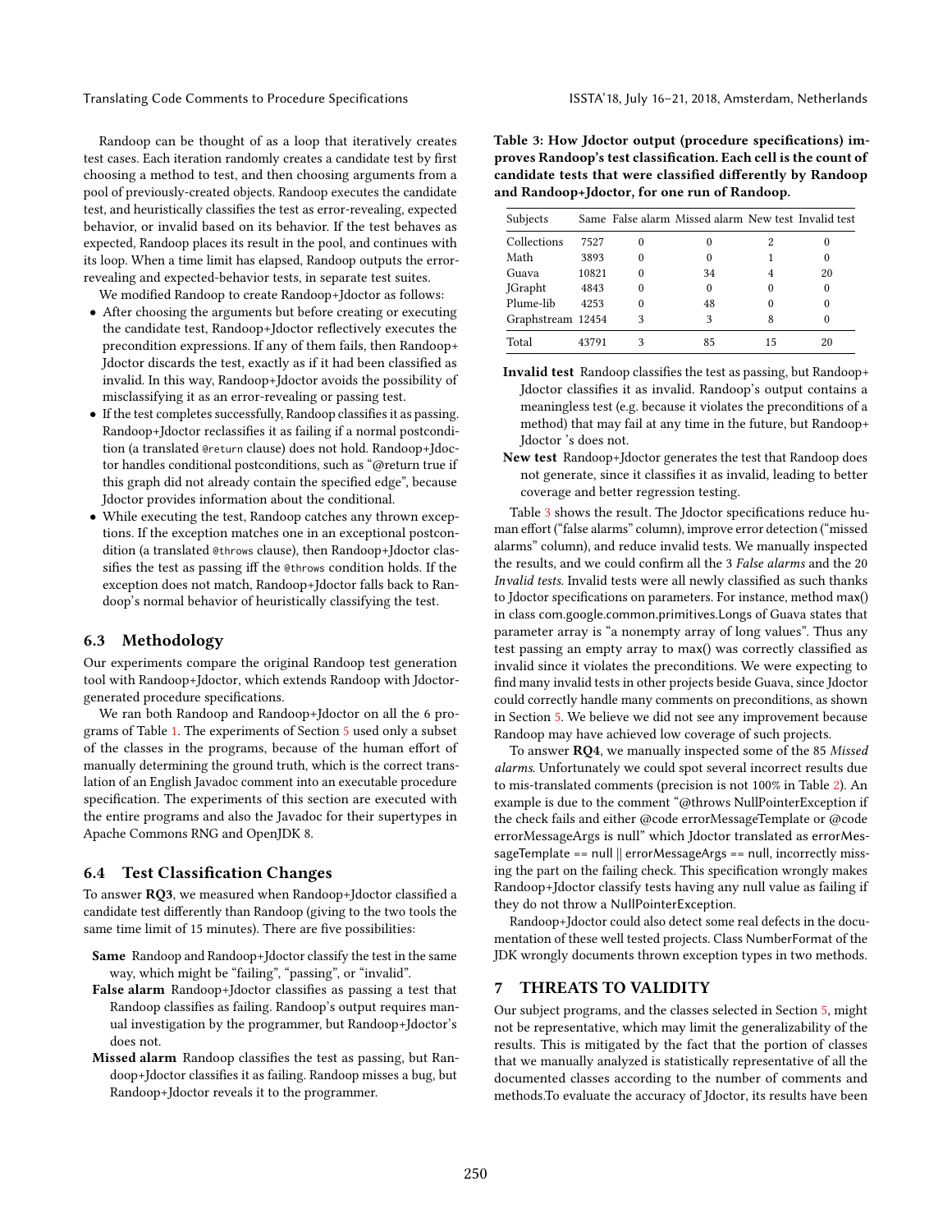Randoop can be thought of as a loop that iteratively creates test cases. Each iteration randomly creates a candidate test by first choosing a method to test, and then choosing arguments from a pool of previously-created objects. Randoop executes the candidate test, and heuristically classifies the test as error-revealing, expected behavior, or invalid based on its behavior. If the test behaves as expected, Randoop places its result in the pool, and continues with its loop. When a time limit has elapsed, Randoop outputs the error-revealing and expected-behavior tests, in separate test suites.

We modified Randoop to create Randoop+Jdoctor as follows:

- After choosing the arguments but before creating or executing the candidate test, Randoop+Jdoctor reflectively executes the precondition expressions. If any of them fails, then Randoop+Jdoctor discards the test, exactly as if it had been classified as invalid. In this way, Randoop+Jdoctor avoids the possibility of misclassifying it as an error-revealing or passing test.
- If the test completes successfully, Randoop classifies it as passing. Randoop+Jdoctor reclassifies it as failing if a normal postcondition (a translated `@return` clause) does not hold. Randoop+Jdoctor handles conditional postconditions, such as "@return true if this graph did not already contain the specified edge", because Jdoctor provides information about the conditional.
- While executing the test, Randoop catches any thrown exceptions. If the exception matches one in an exceptional postcondition (a translated `@throws` clause), then Randoop+Jdoctor classifies the test as passing iff the `@throws` condition holds. If the exception does not match, Randoop+Jdoctor falls back to Randoop's normal behavior of heuristically classifying the test.

### 6.3 Methodology

Our experiments compare the original Randoop test generation tool with Randoop+Jdoctor, which extends Randoop with Jdoctor-generated procedure specifications.

We ran both Randoop and Randoop+Jdoctor on all the 6 programs of Table 1. The experiments of Section 5 used only a subset of the classes in the programs, because of the human effort of manually determining the ground truth, which is the correct translation of an English Javadoc comment into an executable procedure specification. The experiments of this section are executed with the entire programs and also the Javadoc for their supertypes in Apache Commons RNG and OpenJDK 8.

### 6.4 Test Classification Changes

To answer **RQ3**, we measured when Randoop+Jdoctor classified a candidate test differently than Randoop (giving to the two tools the same time limit of 15 minutes). There are five possibilities:

**Same** Randoop and Randoop+Jdoctor classify the test in the same way, which might be "failing", "passing", or "invalid".

**False alarm** Randoop+Jdoctor classifies as passing a test that Randoop classifies as failing. Randoop's output requires manual investigation by the programmer, but Randoop+Jdoctor's does not.

**Missed alarm** Randoop classifies the test as passing, but Randoop+Jdoctor classifies it as failing. Randoop misses a bug, but Randoop+Jdoctor reveals it to the programmer.

**Table 3: How Jdoctor output (procedure specifications) improves Randoop's test classification. Each cell is the count of candidate tests that were classified differently by Randoop and Randoop+Jdoctor, for one run of Randoop.**

| Subjects | Same | False alarm | Missed alarm | New test | Invalid test |
|---|---|---|---|---|---|
| Collections | 7527 | 0 | 0 | 2 | 0 |
| Math | 3893 | 0 | 0 | 1 | 0 |
| Guava | 10821 | 0 | 34 | 4 | 20 |
| JGrapht | 4843 | 0 | 0 | 0 | 0 |
| Plume-lib | 4253 | 0 | 48 | 0 | 0 |
| Graphstream | 12454 | 3 | 3 | 8 | 0 |
| Total | 43791 | 3 | 85 | 15 | 20 |

**Invalid test** Randoop classifies the test as passing, but Randoop+Jdoctor classifies it as invalid. Randoop's output contains a meaningless test (e.g. because it violates the preconditions of a method) that may fail at any time in the future, but Randoop+Jdoctor 's does not.

**New test** Randoop+Jdoctor generates the test that Randoop does not generate, since it classifies it as invalid, leading to better coverage and better regression testing.

Table 3 shows the result. The Jdoctor specifications reduce human effort ("false alarms" column), improve error detection ("missed alarms" column), and reduce invalid tests. We manually inspected the results, and we could confirm all the 3 *False alarms* and the 20 *Invalid tests*. Invalid tests were all newly classified as such thanks to Jdoctor specifications on parameters. For instance, method max() in class com.google.common.primitives.Longs of Guava states that parameter array is "a nonempty array of long values". Thus any test passing an empty array to max() was correctly classified as invalid since it violates the preconditions. We were expecting to find many invalid tests in other projects beside Guava, since Jdoctor could correctly handle many comments on preconditions, as shown in Section 5. We believe we did not see any improvement because Randoop may have achieved low coverage of such projects.

To answer **RQ4**, we manually inspected some of the 85 *Missed alarms*. Unfortunately we could spot several incorrect results due to mis-translated comments (precision is not 100% in Table 2). An example is due to the comment "@throws NullPointerException if the check fails and either @code errorMessageTemplate or @code errorMessageArgs is null" which Jdoctor translated as errorMessageTemplate == null || errorMessageArgs == null, incorrectly missing the part on the failing check. This specification wrongly makes Randoop+Jdoctor classify tests having any null value as failing if they do not throw a NullPointerException.

Randoop+Jdoctor could also detect some real defects in the documentation of these well tested projects. Class NumberFormat of the JDK wrongly documents thrown exception types in two methods.

## 7 THREATS TO VALIDITY

Our subject programs, and the classes selected in Section 5, might not be representative, which may limit the generalizability of the results. This is mitigated by the fact that the portion of classes that we manually analyzed is statistically representative of all the documented classes according to the number of comments and methods.To evaluate the accuracy of Jdoctor, its results have been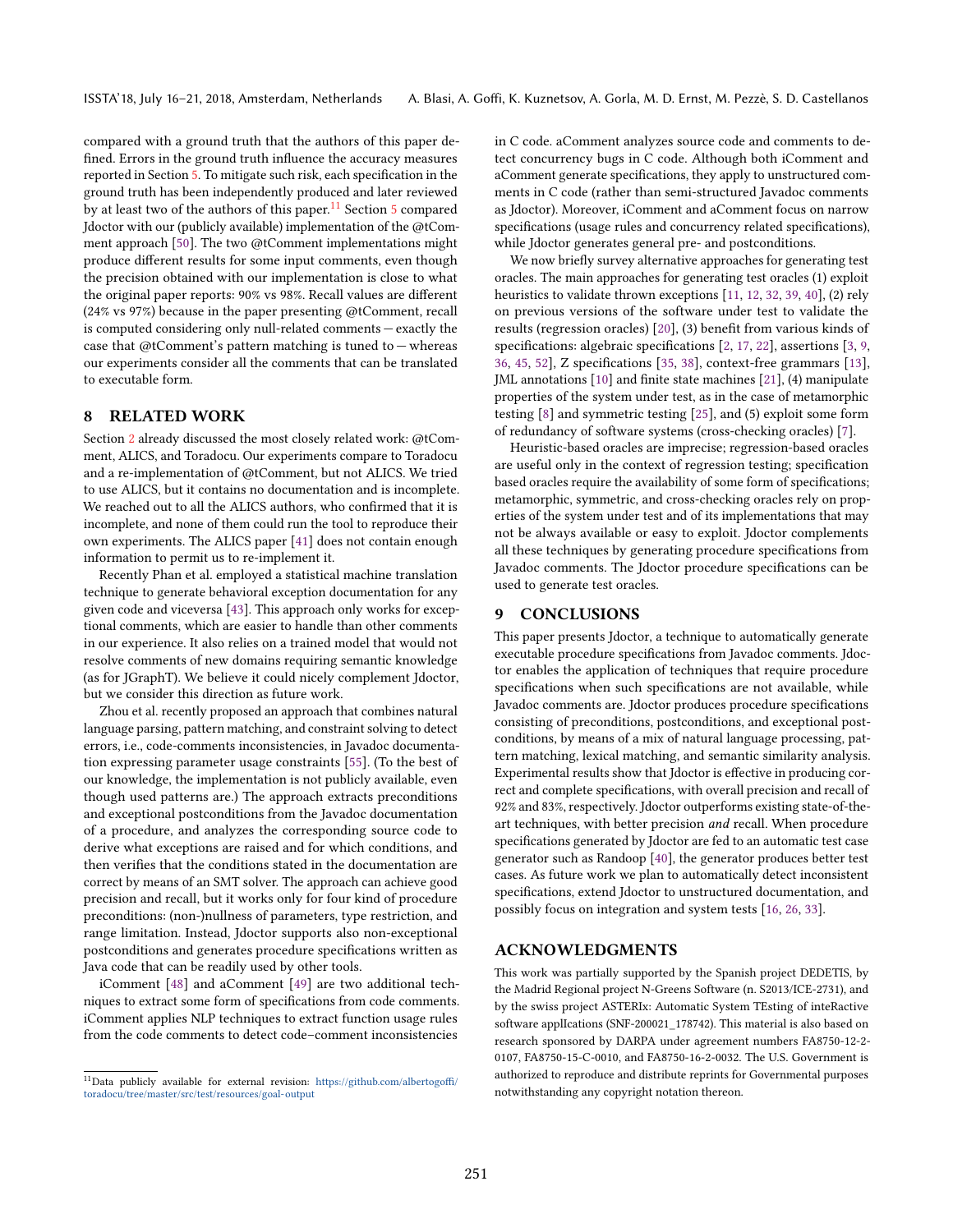compared with a ground truth that the authors of this paper defined. Errors in the ground truth influence the accuracy measures reported in Section 5. To mitigate such risk, each specification in the ground truth has been independently produced and later reviewed by at least two of the authors of this paper.[11] Section 5 compared Jdoctor with our (publicly available) implementation of the @tComment approach [50]. The two @tComment implementations might produce different results for some input comments, even though the precision obtained with our implementation is close to what the original paper reports: 90% vs 98%. Recall values are different (24% vs 97%) because in the paper presenting @tComment, recall is computed considering only null-related comments — exactly the case that @tComment's pattern matching is tuned to — whereas our experiments consider all the comments that can be translated to executable form.

## 8 RELATED WORK

Section 2 already discussed the most closely related work: @tComment, ALICS, and Toradocu. Our experiments compare to Toradocu and a re-implementation of @tComment, but not ALICS. We tried to use ALICS, but it contains no documentation and is incomplete. We reached out to all the ALICS authors, who confirmed that it is incomplete, and none of them could run the tool to reproduce their own experiments. The ALICS paper [41] does not contain enough information to permit us to re-implement it.

Recently Phan et al. employed a statistical machine translation technique to generate behavioral exception documentation for any given code and viceversa [43]. This approach only works for exceptional comments, which are easier to handle than other comments in our experience. It also relies on a trained model that would not resolve comments of new domains requiring semantic knowledge (as for JGraphT). We believe it could nicely complement Jdoctor, but we consider this direction as future work.

Zhou et al. recently proposed an approach that combines natural language parsing, pattern matching, and constraint solving to detect errors, i.e., code-comments inconsistencies, in Javadoc documentation expressing parameter usage constraints [55]. (To the best of our knowledge, the implementation is not publicly available, even though used patterns are.) The approach extracts preconditions and exceptional postconditions from the Javadoc documentation of a procedure, and analyzes the corresponding source code to derive what exceptions are raised and for which conditions, and then verifies that the conditions stated in the documentation are correct by means of an SMT solver. The approach can achieve good precision and recall, but it works only for four kind of procedure preconditions: (non-)nullness of parameters, type restriction, and range limitation. Instead, Jdoctor supports also non-exceptional postconditions and generates procedure specifications written as Java code that can be readily used by other tools.

iComment [48] and aComment [49] are two additional techniques to extract some form of specifications from code comments. iComment applies NLP techniques to extract function usage rules from the code comments to detect code–comment inconsistencies in C code. aComment analyzes source code and comments to detect concurrency bugs in C code. Although both iComment and aComment generate specifications, they apply to unstructured comments in C code (rather than semi-structured Javadoc comments as Jdoctor). Moreover, iComment and aComment focus on narrow specifications (usage rules and concurrency related specifications), while Jdoctor generates general pre- and postconditions.

We now briefly survey alternative approaches for generating test oracles. The main approaches for generating test oracles (1) exploit heuristics to validate thrown exceptions [11, 12, 32, 39, 40], (2) rely on previous versions of the software under test to validate the results (regression oracles) [20], (3) benefit from various kinds of specifications: algebraic specifications [2, 17, 22], assertions [3, 9, 36, 45, 52], Z specifications [35, 38], context-free grammars [13], JML annotations [10] and finite state machines [21], (4) manipulate properties of the system under test, as in the case of metamorphic testing [8] and symmetric testing [25], and (5) exploit some form of redundancy of software systems (cross-checking oracles) [7].

Heuristic-based oracles are imprecise; regression-based oracles are useful only in the context of regression testing; specification based oracles require the availability of some form of specifications; metamorphic, symmetric, and cross-checking oracles rely on properties of the system under test and of its implementations that may not be always available or easy to exploit. Jdoctor complements all these techniques by generating procedure specifications from Javadoc comments. The Jdoctor procedure specifications can be used to generate test oracles.

## 9 CONCLUSIONS

This paper presents Jdoctor, a technique to automatically generate executable procedure specifications from Javadoc comments. Jdoctor enables the application of techniques that require procedure specifications when such specifications are not available, while Javadoc comments are. Jdoctor produces procedure specifications consisting of preconditions, postconditions, and exceptional postconditions, by means of a mix of natural language processing, pattern matching, lexical matching, and semantic similarity analysis. Experimental results show that Jdoctor is effective in producing correct and complete specifications, with overall precision and recall of 92% and 83%, respectively. Jdoctor outperforms existing state-of-the-art techniques, with better precision *and* recall. When procedure specifications generated by Jdoctor are fed to an automatic test case generator such as Randoop [40], the generator produces better test cases. As future work we plan to automatically detect inconsistent specifications, extend Jdoctor to unstructured documentation, and possibly focus on integration and system tests [16, 26, 33].

## ACKNOWLEDGMENTS

This work was partially supported by the Spanish project DEDETIS, by the Madrid Regional project N-Greens Software (n. S2013/ICE-2731), and by the swiss project ASTERIx: Automatic System TEsting of inteRactive software applIcations (SNF-200021_178742). This material is also based on research sponsored by DARPA under agreement numbers FA8750-12-2-0107, FA8750-15-C-0010, and FA8750-16-2-0032. The U.S. Government is authorized to reproduce and distribute reprints for Governmental purposes notwithstanding any copyright notation thereon.

---

[11] Data publicly available for external revision: https://github.com/albertogoffi/toradocu/tree/master/src/test/resources/goal-output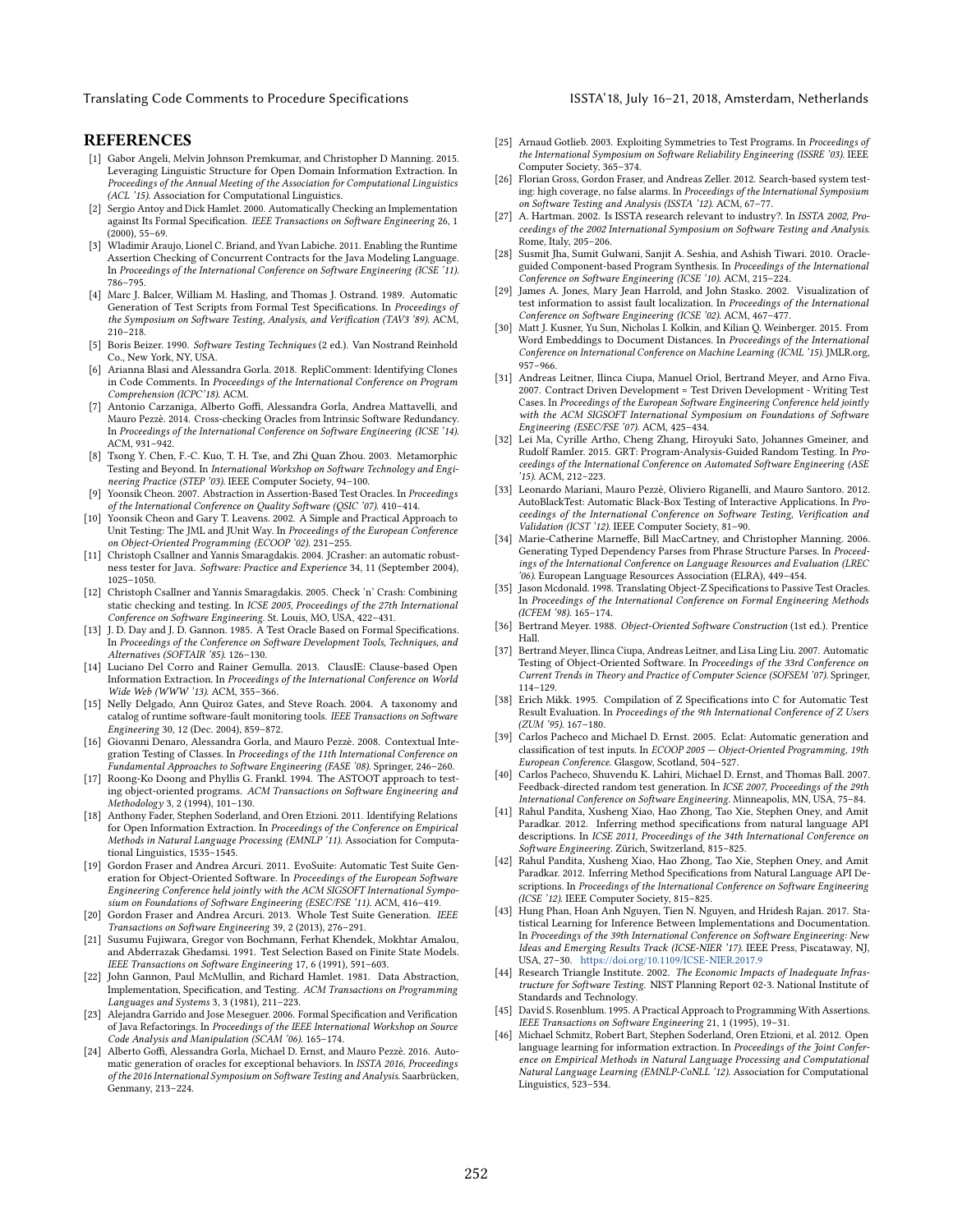## REFERENCES

[1] Gabor Angeli, Melvin Johnson Premkumar, and Christopher D Manning. 2015. Leveraging Linguistic Structure for Open Domain Information Extraction. In *Proceedings of the Annual Meeting of the Association for Computational Linguistics (ACL '15)*. Association for Computational Linguistics.

[2] Sergio Antoy and Dick Hamlet. 2000. Automatically Checking an Implementation against Its Formal Specification. *IEEE Transactions on Software Engineering* 26, 1 (2000), 55–69.

[3] Wladimir Araujo, Lionel C. Briand, and Yvan Labiche. 2011. Enabling the Runtime Assertion Checking of Concurrent Contracts for the Java Modeling Language. In *Proceedings of the International Conference on Software Engineering (ICSE '11)*. 786–795.

[4] Marc J. Balcer, William M. Hasling, and Thomas J. Ostrand. 1989. Automatic Generation of Test Scripts from Formal Test Specifications. In *Proceedings of the Symposium on Software Testing, Analysis, and Verification (TAV3 '89)*. ACM, 210–218.

[5] Boris Beizer. 1990. *Software Testing Techniques* (2 ed.). Van Nostrand Reinhold Co., New York, NY, USA.

[6] Arianna Blasi and Alessandra Gorla. 2018. RepliComment: Identifying Clones in Code Comments. In *Proceedings of the International Conference on Program Comprehension (ICPC'18)*. ACM.

[7] Antonio Carzaniga, Alberto Goffi, Alessandra Gorla, Andrea Mattavelli, and Mauro Pezzè. 2014. Cross-checking Oracles from Intrinsic Software Redundancy. In *Proceedings of the International Conference on Software Engineering (ICSE '14)*. ACM, 931–942.

[8] Tsong Y. Chen, F.-C. Kuo, T. H. Tse, and Zhi Quan Zhou. 2003. Metamorphic Testing and Beyond. In *International Workshop on Software Technology and Engineering Practice (STEP '03)*. IEEE Computer Society, 94–100.

[9] Yoonsik Cheon. 2007. Abstraction in Assertion-Based Test Oracles. In *Proceedings of the International Conference on Quality Software (QSIC '07)*. 410–414.

[10] Yoonsik Cheon and Gary T. Leavens. 2002. A Simple and Practical Approach to Unit Testing: The JML and JUnit Way. In *Proceedings of the European Conference on Object-Oriented Programming (ECOOP '02)*. 231–255.

[11] Christoph Csallner and Yannis Smaragdakis. 2004. JCrasher: an automatic robustness tester for Java. *Software: Practice and Experience* 34, 11 (September 2004), 1025–1050.

[12] Christoph Csallner and Yannis Smaragdakis. 2005. Check 'n' Crash: Combining static checking and testing. In *ICSE 2005, Proceedings of the 27th International Conference on Software Engineering*. St. Louis, MO, USA, 422–431.

[13] J. D. Day and J. D. Gannon. 1985. A Test Oracle Based on Formal Specifications. In *Proceedings of the Conference on Software Development Tools, Techniques, and Alternatives (SOFTAIR '85)*. 126–130.

[14] Luciano Del Corro and Rainer Gemulla. 2013. ClausIE: Clause-based Open Information Extraction. In *Proceedings of the International Conference on World Wide Web (WWW '13)*. ACM, 355–366.

[15] Nelly Delgado, Ann Quiroz Gates, and Steve Roach. 2004. A taxonomy and catalog of runtime software-fault monitoring tools. *IEEE Transactions on Software Engineering* 30, 12 (Dec. 2004), 859–872.

[16] Giovanni Denaro, Alessandra Gorla, and Mauro Pezzè. 2008. Contextual Integration Testing of Classes. In *Proceedings of the 11th International Conference on Fundamental Approaches to Software Engineering (FASE '08)*. Springer, 246–260.

[17] Roong-Ko Doong and Phyllis G. Frankl. 1994. The ASTOOT approach to testing object-oriented programs. *ACM Transactions on Software Engineering and Methodology* 3, 2 (1994), 101–130.

[18] Anthony Fader, Stephen Soderland, and Oren Etzioni. 2011. Identifying Relations for Open Information Extraction. In *Proceedings of the Conference on Empirical Methods in Natural Language Processing (EMNLP '11)*. Association for Computational Linguistics, 1535–1545.

[19] Gordon Fraser and Andrea Arcuri. 2011. EvoSuite: Automatic Test Suite Generation for Object-Oriented Software. In *Proceedings of the European Software Engineering Conference held jointly with the ACM SIGSOFT International Symposium on Foundations of Software Engineering (ESEC/FSE '11)*. ACM, 416–419.

[20] Gordon Fraser and Andrea Arcuri. 2013. Whole Test Suite Generation. *IEEE Transactions on Software Engineering* 39, 2 (2013), 276–291.

[21] Susumu Fujiwara, Gregor von Bochmann, Ferhat Khendek, Mokhtar Amalou, and Abderrazak Ghedamsi. 1991. Test Selection Based on Finite State Models. *IEEE Transactions on Software Engineering* 17, 6 (1991), 591–603.

[22] John Gannon, Paul McMullin, and Richard Hamlet. 1981. Data Abstraction, Implementation, Specification, and Testing. *ACM Transactions on Programming Languages and Systems* 3, 3 (1981), 211–223.

[23] Alejandra Garrido and Jose Meseguer. 2006. Formal Specification and Verification of Java Refactorings. In *Proceedings of the IEEE International Workshop on Source Code Analysis and Manipulation (SCAM '06)*. 165–174.

[24] Alberto Goffi, Alessandra Gorla, Michael D. Ernst, and Mauro Pezzè. 2016. Automatic generation of oracles for exceptional behaviors. In *ISSTA 2016, Proceedings of the 2016 International Symposium on Software Testing and Analysis*. Saarbrücken, Genmany, 213–224.

[25] Arnaud Gotlieb. 2003. Exploiting Symmetries to Test Programs. In *Proceedings of the International Symposium on Software Reliability Engineering (ISSRE '03)*. IEEE Computer Society, 365–374.

[26] Florian Gross, Gordon Fraser, and Andreas Zeller. 2012. Search-based system testing: high coverage, no false alarms. In *Proceedings of the International Symposium on Software Testing and Analysis (ISSTA '12)*. ACM, 67–77.

[27] A. Hartman. 2002. Is ISSTA research relevant to industry?. In *ISSTA 2002, Proceedings of the 2002 International Symposium on Software Testing and Analysis*. Rome, Italy, 205–206.

[28] Susmit Jha, Sumit Gulwani, Sanjit A. Seshia, and Ashish Tiwari. 2010. Oracle-guided Component-based Program Synthesis. In *Proceedings of the International Conference on Software Engineering (ICSE '10)*. ACM, 215–224.

[29] James A. Jones, Mary Jean Harrold, and John Stasko. 2002. Visualization of test information to assist fault localization. In *Proceedings of the International Conference on Software Engineering (ICSE '02)*. ACM, 467–477.

[30] Matt J. Kusner, Yu Sun, Nicholas I. Kolkin, and Kilian Q. Weinberger. 2015. From Word Embeddings to Document Distances. In *Proceedings of the International Conference on International Conference on Machine Learning (ICML '15)*. JMLR.org, 957–966.

[31] Andreas Leitner, Ilinca Ciupa, Manuel Oriol, Bertrand Meyer, and Arno Fiva. 2007. Contract Driven Development = Test Driven Development - Writing Test Cases. In *Proceedings of the European Software Engineering Conference held jointly with the ACM SIGSOFT International Symposium on Foundations of Software Engineering (ESEC/FSE '07)*. ACM, 425–434.

[32] Lei Ma, Cyrille Artho, Cheng Zhang, Hiroyuki Sato, Johannes Gmeiner, and Rudolf Ramler. 2015. GRT: Program-Analysis-Guided Random Testing. In *Proceedings of the International Conference on Automated Software Engineering (ASE '15)*. ACM, 212–223.

[33] Leonardo Mariani, Mauro Pezzè, Oliviero Riganelli, and Mauro Santoro. 2012. AutoBlackTest: Automatic Black-Box Testing of Interactive Applications. In *Proceedings of the International Conference on Software Testing, Verification and Validation (ICST '12)*. IEEE Computer Society, 81–90.

[34] Marie-Catherine Marneffe, Bill MacCartney, and Christopher Manning. 2006. Generating Typed Dependency Parses from Phrase Structure Parses. In *Proceedings of the International Conference on Language Resources and Evaluation (LREC '06)*. European Language Resources Association (ELRA), 449–454.

[35] Jason Mcdonald. 1998. Translating Object-Z Specifications to Passive Test Oracles. In *Proceedings of the International Conference on Formal Engineering Methods (ICFEM '98)*. 165–174.

[36] Bertrand Meyer. 1988. *Object-Oriented Software Construction* (1st ed.). Prentice Hall.

[37] Bertrand Meyer, Ilinca Ciupa, Andreas Leitner, and Lisa Ling Liu. 2007. Automatic Testing of Object-Oriented Software. In *Proceedings of the 33rd Conference on Current Trends in Theory and Practice of Computer Science (SOFSEM '07)*. Springer, 114–129.

[38] Erich Mikk. 1995. Compilation of Z Specifications into C for Automatic Test Result Evaluation. In *Proceedings of the 9th International Conference of Z Users (ZUM '95)*. 167–180.

[39] Carlos Pacheco and Michael D. Ernst. 2005. Eclat: Automatic generation and classification of test inputs. In *ECOOP 2005 — Object-Oriented Programming, 19th European Conference*. Glasgow, Scotland, 504–527.

[40] Carlos Pacheco, Shuvendu K. Lahiri, Michael D. Ernst, and Thomas Ball. 2007. Feedback-directed random test generation. In *ICSE 2007, Proceedings of the 29th International Conference on Software Engineering*. Minneapolis, MN, USA, 75–84.

[41] Rahul Pandita, Xusheng Xiao, Hao Zhong, Tao Xie, Stephen Oney, and Amit Paradkar. 2012. Inferring method specifications from natural language API descriptions. In *ICSE 2011, Proceedings of the 34th International Conference on Software Engineering*. Zürich, Switzerland, 815–825.

[42] Rahul Pandita, Xusheng Xiao, Hao Zhong, Tao Xie, Stephen Oney, and Amit Paradkar. 2012. Inferring Method Specifications from Natural Language API Descriptions. In *Proceedings of the International Conference on Software Engineering (ICSE '12)*. IEEE Computer Society, 815–825.

[43] Hung Phan, Hoan Anh Nguyen, Tien N. Nguyen, and Hridesh Rajan. 2017. Statistical Learning for Inference Between Implementations and Documentation. In *Proceedings of the 39th International Conference on Software Engineering: New Ideas and Emerging Results Track (ICSE-NIER '17)*. IEEE Press, Piscataway, NJ, USA, 27–30. https://doi.org/10.1109/ICSE-NIER.2017.9

[44] Research Triangle Institute. 2002. *The Economic Impacts of Inadequate Infrastructure for Software Testing*. NIST Planning Report 02-3. National Institute of Standards and Technology.

[45] David S. Rosenblum. 1995. A Practical Approach to Programming With Assertions. *IEEE Transactions on Software Engineering* 21, 1 (1995), 19–31.

[46] Michael Schmitz, Robert Bart, Stephen Soderland, Oren Etzioni, et al. 2012. Open language learning for information extraction. In *Proceedings of the Joint Conference on Empirical Methods in Natural Language Processing and Computational Natural Language Learning (EMNLP-CoNLL '12)*. Association for Computational Linguistics, 523–534.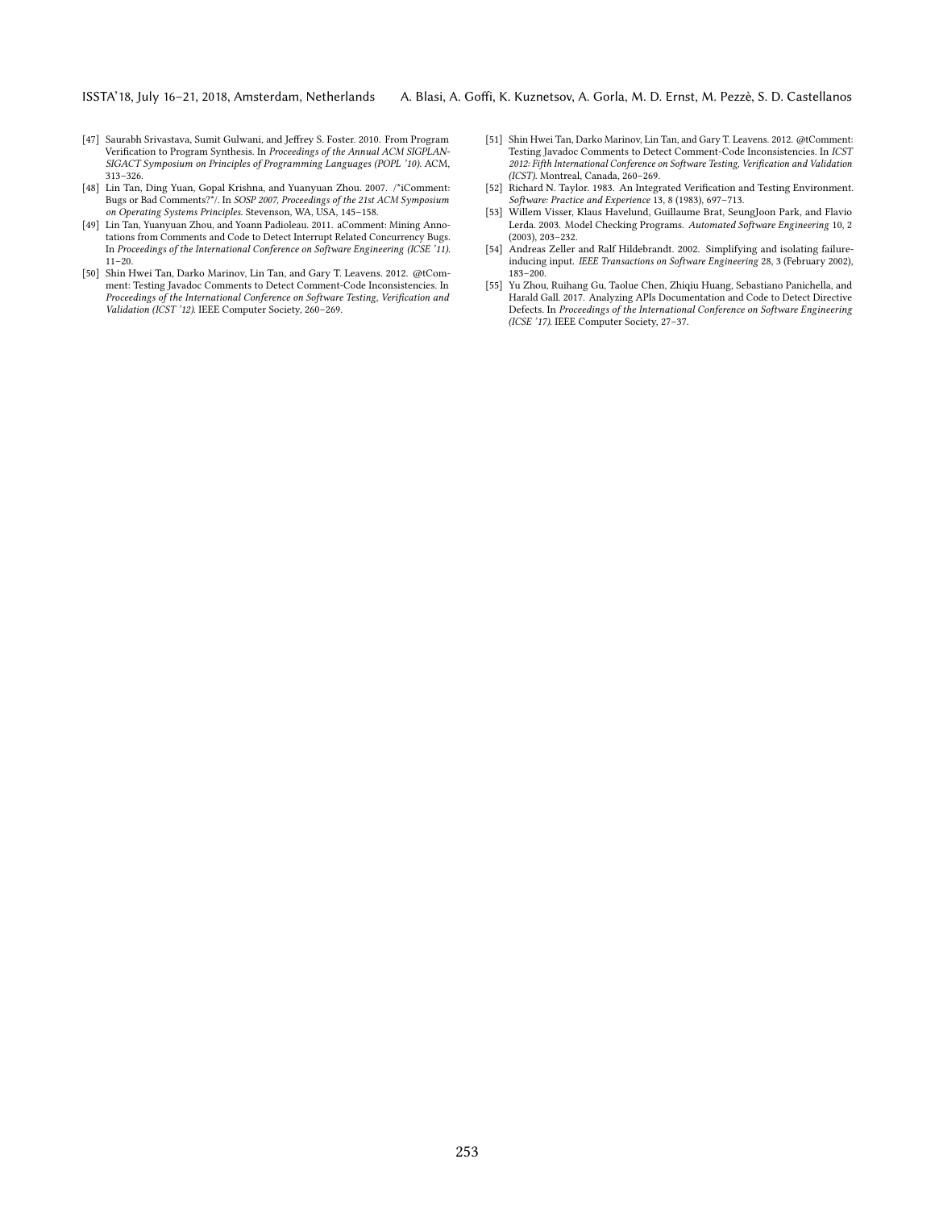[47] Saurabh Srivastava, Sumit Gulwani, and Jeffrey S. Foster. 2010. From Program Verification to Program Synthesis. In *Proceedings of the Annual ACM SIGPLAN-SIGACT Symposium on Principles of Programming Languages (POPL '10)*. ACM, 313–326.

[48] Lin Tan, Ding Yuan, Gopal Krishna, and Yuanyuan Zhou. 2007. /*iComment: Bugs or Bad Comments?*/. In *SOSP 2007, Proceedings of the 21st ACM Symposium on Operating Systems Principles*. Stevenson, WA, USA, 145–158.

[49] Lin Tan, Yuanyuan Zhou, and Yoann Padioleau. 2011. aComment: Mining Annotations from Comments and Code to Detect Interrupt Related Concurrency Bugs. In *Proceedings of the International Conference on Software Engineering (ICSE '11)*. 11–20.

[50] Shin Hwei Tan, Darko Marinov, Lin Tan, and Gary T. Leavens. 2012. @tComment: Testing Javadoc Comments to Detect Comment-Code Inconsistencies. In *Proceedings of the International Conference on Software Testing, Verification and Validation (ICST '12)*. IEEE Computer Society, 260–269.

[51] Shin Hwei Tan, Darko Marinov, Lin Tan, and Gary T. Leavens. 2012. @tComment: Testing Javadoc Comments to Detect Comment-Code Inconsistencies. In *ICST 2012: Fifth International Conference on Software Testing, Verification and Validation (ICST)*. Montreal, Canada, 260–269.

[52] Richard N. Taylor. 1983. An Integrated Verification and Testing Environment. *Software: Practice and Experience* 13, 8 (1983), 697–713.

[53] Willem Visser, Klaus Havelund, Guillaume Brat, SeungJoon Park, and Flavio Lerda. 2003. Model Checking Programs. *Automated Software Engineering* 10, 2 (2003), 203–232.

[54] Andreas Zeller and Ralf Hildebrandt. 2002. Simplifying and isolating failure-inducing input. *IEEE Transactions on Software Engineering* 28, 3 (February 2002), 183–200.

[55] Yu Zhou, Ruihang Gu, Taolue Chen, Zhiqiu Huang, Sebastiano Panichella, and Harald Gall. 2017. Analyzing APIs Documentation and Code to Detect Directive Defects. In *Proceedings of the International Conference on Software Engineering (ICSE '17)*. IEEE Computer Society, 27–37.